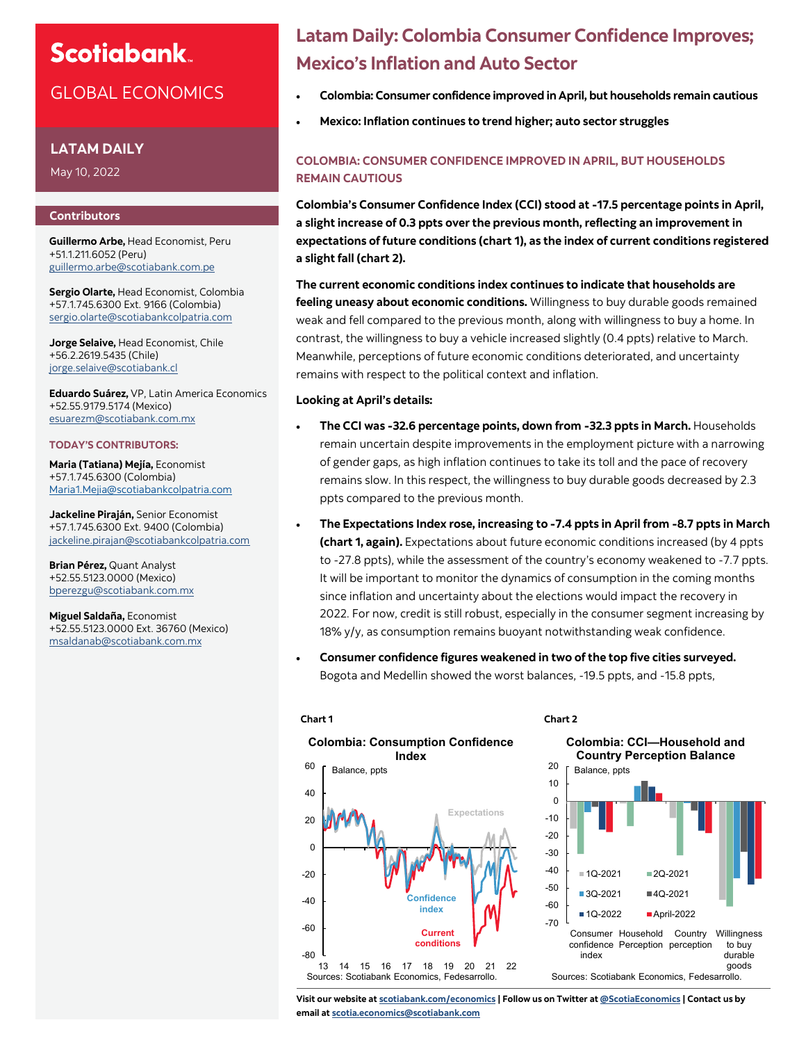# Scotiabank

## GLOBAL ECONOMICS

### LATAM DAILY

May 10, 2022

### Contributors

**Guillermo Arbe,** Head Economist, Peru
+51.1.211.6052 (Peru)
guillermo.arbe@scotiabank.com.pe

**Sergio Olarte,** Head Economist, Colombia
+57.1.745.6300 Ext. 9166 (Colombia)
sergio.olarte@scotiabankcolpatria.com

**Jorge Selaive,** Head Economist, Chile
+56.2.2619.5435 (Chile)
jorge.selaive@scotiabank.cl

**Eduardo Suárez,** VP, Latin America Economics
+52.55.9179.5174 (Mexico)
esuarezm@scotiabank.com.mx

**TODAY'S CONTRIBUTORS:**

**Maria (Tatiana) Mejía,** Economist
+57.1.745.6300 (Colombia)
Maria1.Mejia@scotiabankcolpatria.com

**Jackeline Piraján,** Senior Economist
+57.1.745.6300 Ext. 9400 (Colombia)
jackeline.pirajan@scotiabankcolpatria.com

**Brian Pérez,** Quant Analyst
+52.55.5123.0000 (Mexico)
bperezgu@scotiabank.com.mx

**Miguel Saldaña,** Economist
+52.55.5123.0000 Ext. 36760 (Mexico)
msaldanab@scotiabank.com.mx

# Latam Daily: Colombia Consumer Confidence Improves; Mexico's Inflation and Auto Sector

- **Colombia: Consumer confidence improved in April, but households remain cautious**
- **Mexico: Inflation continues to trend higher; auto sector struggles**

## COLOMBIA: CONSUMER CONFIDENCE IMPROVED IN APRIL, BUT HOUSEHOLDS REMAIN CAUTIOUS

**Colombia's Consumer Confidence Index (CCI) stood at -17.5 percentage points in April, a slight increase of 0.3 ppts over the previous month, reflecting an improvement in expectations of future conditions (chart 1), as the index of current conditions registered a slight fall (chart 2).**

**The current economic conditions index continues to indicate that households are feeling uneasy about economic conditions.** Willingness to buy durable goods remained weak and fell compared to the previous month, along with willingness to buy a home. In contrast, the willingness to buy a vehicle increased slightly (0.4 ppts) relative to March. Meanwhile, perceptions of future economic conditions deteriorated, and uncertainty remains with respect to the political context and inflation.

**Looking at April's details:**

- **The CCI was -32.6 percentage points, down from -32.3 ppts in March.** Households remain uncertain despite improvements in the employment picture with a narrowing of gender gaps, as high inflation continues to take its toll and the pace of recovery remains slow. In this respect, the willingness to buy durable goods decreased by 2.3 ppts compared to the previous month.
- **The Expectations Index rose, increasing to -7.4 ppts in April from -8.7 ppts in March (chart 1, again).** Expectations about future economic conditions increased (by 4 ppts to -27.8 ppts), while the assessment of the country's economy weakened to -7.7 ppts. It will be important to monitor the dynamics of consumption in the coming months since inflation and uncertainty about the elections would impact the recovery in 2022. For now, credit is still robust, especially in the consumer segment increasing by 18% y/y, as consumption remains buoyant notwithstanding weak confidence.
- **Consumer confidence figures weakened in two of the top five cities surveyed.** Bogota and Medellin showed the worst balances, -19.5 ppts, and -15.8 ppts,

Chart 1

Colombia: Consumption Confidence Index

Sources: Scotiabank Economics, Fedesarrollo.

Chart 2

Colombia: CCI—Household and Country Perception Balance

Sources: Scotiabank Economics, Fedesarrollo.

Visit our website at scotiabank.com/economics | Follow us on Twitter at @ScotiaEconomics | Contact us by email at scotia.economics@scotiabank.com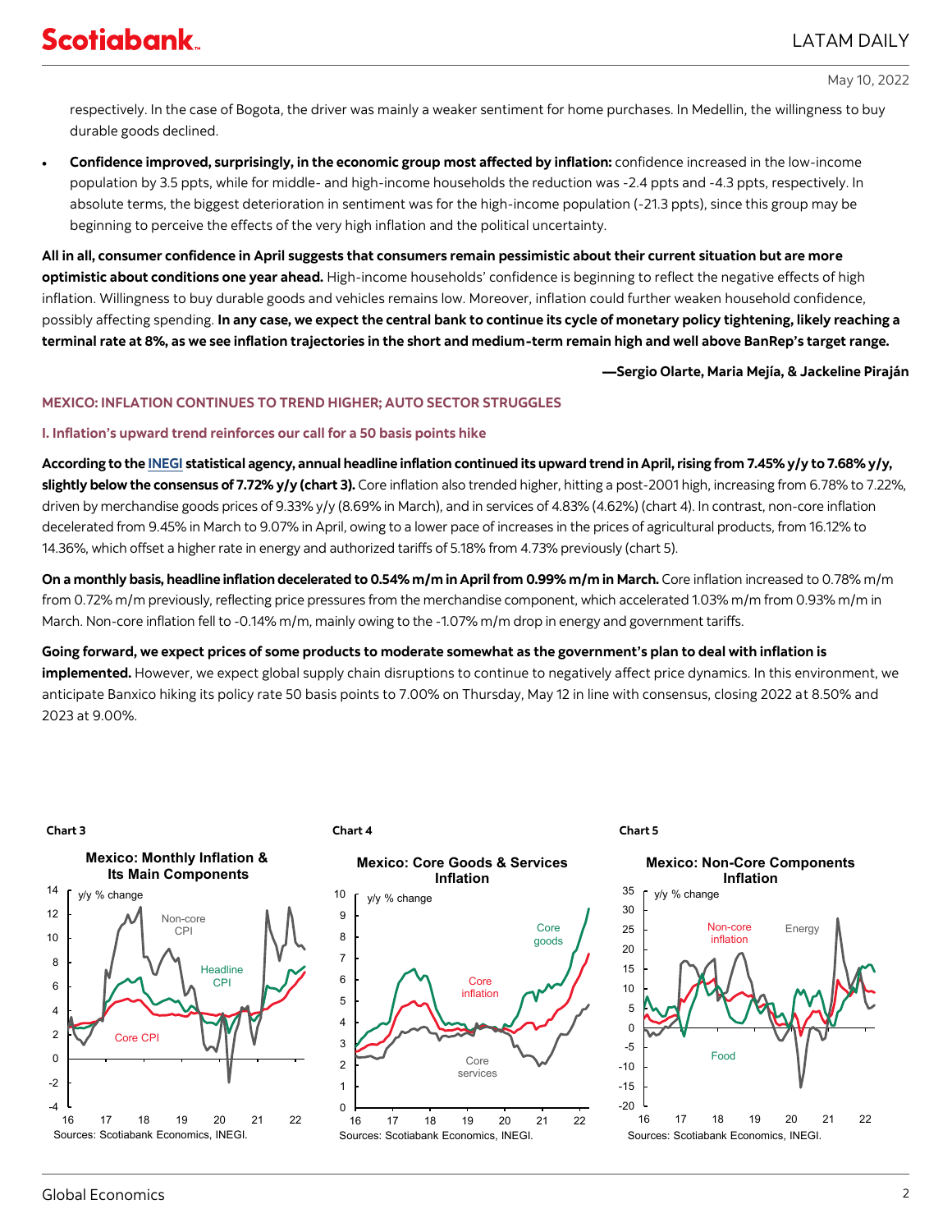respectively. In the case of Bogota, the driver was mainly a weaker sentiment for home purchases. In Medellin, the willingness to buy durable goods declined.

- **Confidence improved, surprisingly, in the economic group most affected by inflation:** confidence increased in the low-income population by 3.5 ppts, while for middle- and high-income households the reduction was -2.4 ppts and -4.3 ppts, respectively. In absolute terms, the biggest deterioration in sentiment was for the high-income population (-21.3 ppts), since this group may be beginning to perceive the effects of the very high inflation and the political uncertainty.

**All in all, consumer confidence in April suggests that consumers remain pessimistic about their current situation but are more optimistic about conditions one year ahead.** High-income households' confidence is beginning to reflect the negative effects of high inflation. Willingness to buy durable goods and vehicles remains low. Moreover, inflation could further weaken household confidence, possibly affecting spending. **In any case, we expect the central bank to continue its cycle of monetary policy tightening, likely reaching a terminal rate at 8%, as we see inflation trajectories in the short and medium-term remain high and well above BanRep's target range.**

**—Sergio Olarte, Maria Mejía, & Jackeline Piraján**

## MEXICO: INFLATION CONTINUES TO TREND HIGHER; AUTO SECTOR STRUGGLES

### I. Inflation's upward trend reinforces our call for a 50 basis points hike

**According to the INEGI statistical agency, annual headline inflation continued its upward trend in April, rising from 7.45% y/y to 7.68% y/y, slightly below the consensus of 7.72% y/y (chart 3).** Core inflation also trended higher, hitting a post-2001 high, increasing from 6.78% to 7.22%, driven by merchandise goods prices of 9.33% y/y (8.69% in March), and in services of 4.83% (4.62%) (chart 4). In contrast, non-core inflation decelerated from 9.45% in March to 9.07% in April, owing to a lower pace of increases in the prices of agricultural products, from 16.12% to 14.36%, which offset a higher rate in energy and authorized tariffs of 5.18% from 4.73% previously (chart 5).

**On a monthly basis, headline inflation decelerated to 0.54% m/m in April from 0.99% m/m in March.** Core inflation increased to 0.78% m/m from 0.72% m/m previously, reflecting price pressures from the merchandise component, which accelerated 1.03% m/m from 0.93% m/m in March. Non-core inflation fell to -0.14% m/m, mainly owing to the -1.07% m/m drop in energy and government tariffs.

**Going forward, we expect prices of some products to moderate somewhat as the government's plan to deal with inflation is implemented.** However, we expect global supply chain disruptions to continue to negatively affect price dynamics. In this environment, we anticipate Banxico hiking its policy rate 50 basis points to 7.00% on Thursday, May 12 in line with consensus, closing 2022 at 8.50% and 2023 at 9.00%.

**Chart 3**

**Mexico: Monthly Inflation & Its Main Components**

Sources: Scotiabank Economics, INEGI.

**Chart 4**

**Mexico: Core Goods & Services Inflation**

Sources: Scotiabank Economics, INEGI.

**Chart 5**

**Mexico: Non-Core Components Inflation**

Sources: Scotiabank Economics, INEGI.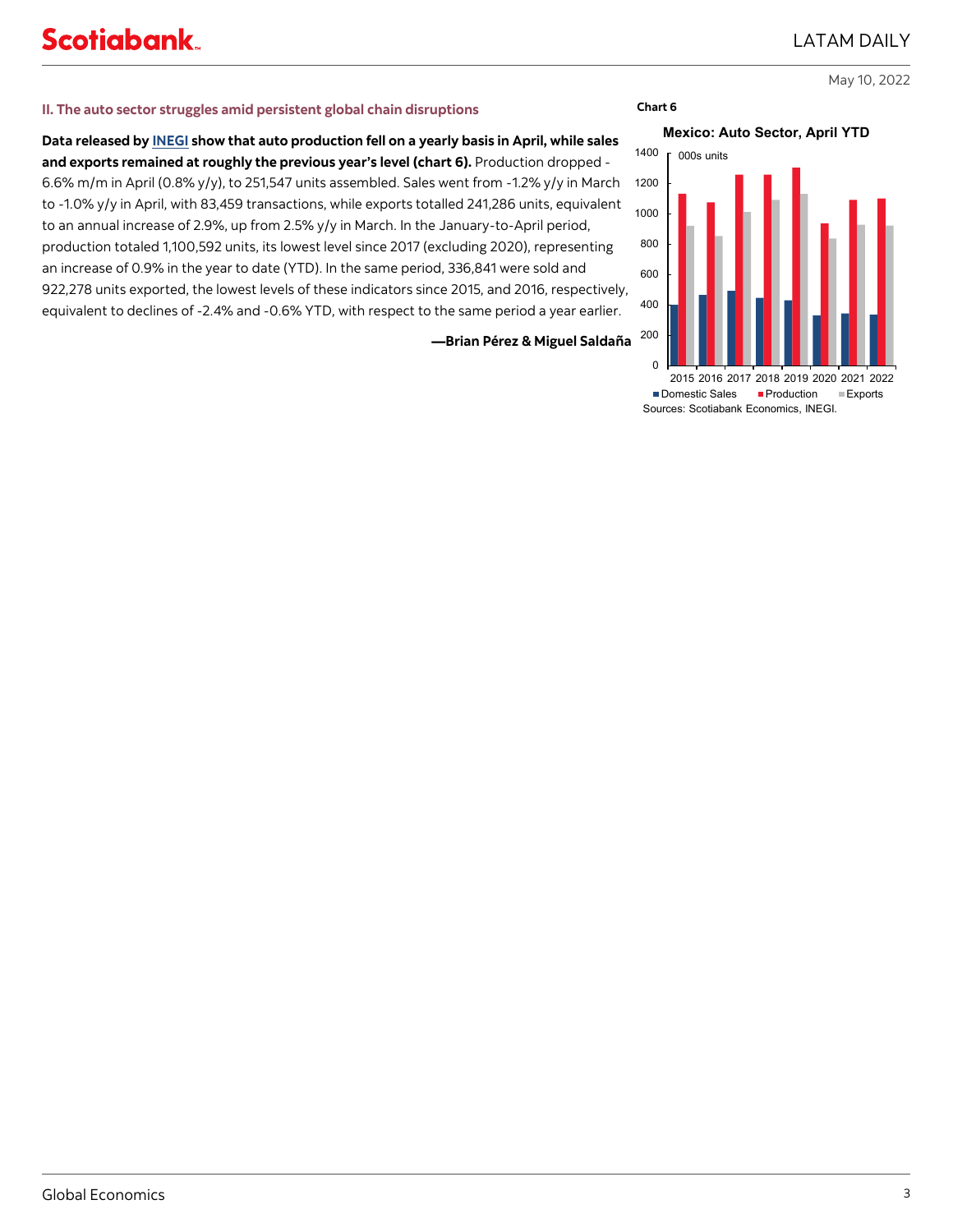## II. The auto sector struggles amid persistent global chain disruptions

**Data released by INEGI show that auto production fell on a yearly basis in April, while sales and exports remained at roughly the previous year's level (chart 6).** Production dropped -6.6% m/m in April (0.8% y/y), to 251,547 units assembled. Sales went from -1.2% y/y in March to -1.0% y/y in April, with 83,459 transactions, while exports totalled 241,286 units, equivalent to an annual increase of 2.9%, up from 2.5% y/y in March. In the January-to-April period, production totaled 1,100,592 units, its lowest level since 2017 (excluding 2020), representing an increase of 0.9% in the year to date (YTD). In the same period, 336,841 were sold and 922,278 units exported, the lowest levels of these indicators since 2015, and 2016, respectively, equivalent to declines of -2.4% and -0.6% YTD, with respect to the same period a year earlier.

**—Brian Pérez & Miguel Saldaña**

**Chart 6**

**Mexico: Auto Sector, April YTD**

000s units

Domestic Sales, Production, Exports

Sources: Scotiabank Economics, INEGI.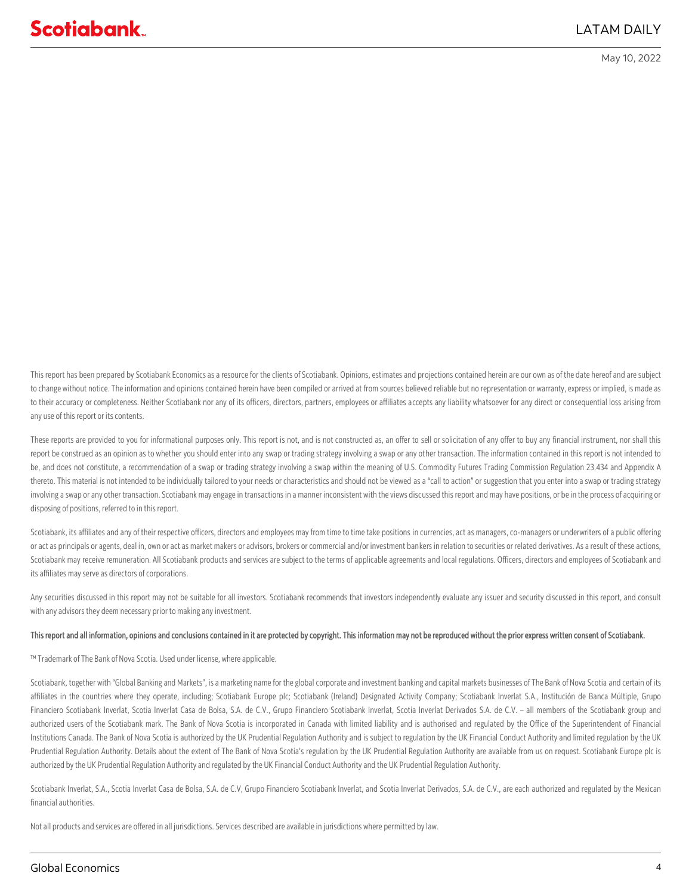This report has been prepared by Scotiabank Economics as a resource for the clients of Scotiabank. Opinions, estimates and projections contained herein are our own as of the date hereof and are subject to change without notice. The information and opinions contained herein have been compiled or arrived at from sources believed reliable but no representation or warranty, express or implied, is made as to their accuracy or completeness. Neither Scotiabank nor any of its officers, directors, partners, employees or affiliates accepts any liability whatsoever for any direct or consequential loss arising from any use of this report or its contents.

These reports are provided to you for informational purposes only. This report is not, and is not constructed as, an offer to sell or solicitation of any offer to buy any financial instrument, nor shall this report be construed as an opinion as to whether you should enter into any swap or trading strategy involving a swap or any other transaction. The information contained in this report is not intended to be, and does not constitute, a recommendation of a swap or trading strategy involving a swap within the meaning of U.S. Commodity Futures Trading Commission Regulation 23.434 and Appendix A thereto. This material is not intended to be individually tailored to your needs or characteristics and should not be viewed as a "call to action" or suggestion that you enter into a swap or trading strategy involving a swap or any other transaction. Scotiabank may engage in transactions in a manner inconsistent with the views discussed this report and may have positions, or be in the process of acquiring or disposing of positions, referred to in this report.

Scotiabank, its affiliates and any of their respective officers, directors and employees may from time to time take positions in currencies, act as managers, co-managers or underwriters of a public offering or act as principals or agents, deal in, own or act as market makers or advisors, brokers or commercial and/or investment bankers in relation to securities or related derivatives. As a result of these actions, Scotiabank may receive remuneration. All Scotiabank products and services are subject to the terms of applicable agreements and local regulations. Officers, directors and employees of Scotiabank and its affiliates may serve as directors of corporations.

Any securities discussed in this report may not be suitable for all investors. Scotiabank recommends that investors independently evaluate any issuer and security discussed in this report, and consult with any advisors they deem necessary prior to making any investment.

**This report and all information, opinions and conclusions contained in it are protected by copyright. This information may not be reproduced without the prior express written consent of Scotiabank.**

™ Trademark of The Bank of Nova Scotia. Used under license, where applicable.

Scotiabank, together with "Global Banking and Markets", is a marketing name for the global corporate and investment banking and capital markets businesses of The Bank of Nova Scotia and certain of its affiliates in the countries where they operate, including; Scotiabank Europe plc; Scotiabank (Ireland) Designated Activity Company; Scotiabank Inverlat S.A., Institución de Banca Múltiple, Grupo Financiero Scotiabank Inverlat, Scotia Inverlat Casa de Bolsa, S.A. de C.V., Grupo Financiero Scotiabank Inverlat, Scotia Inverlat Derivados S.A. de C.V. – all members of the Scotiabank group and authorized users of the Scotiabank mark. The Bank of Nova Scotia is incorporated in Canada with limited liability and is authorised and regulated by the Office of the Superintendent of Financial Institutions Canada. The Bank of Nova Scotia is authorized by the UK Prudential Regulation Authority and is subject to regulation by the UK Financial Conduct Authority and limited regulation by the UK Prudential Regulation Authority. Details about the extent of The Bank of Nova Scotia's regulation by the UK Prudential Regulation Authority are available from us on request. Scotiabank Europe plc is authorized by the UK Prudential Regulation Authority and regulated by the UK Financial Conduct Authority and the UK Prudential Regulation Authority.

Scotiabank Inverlat, S.A., Scotia Inverlat Casa de Bolsa, S.A. de C.V, Grupo Financiero Scotiabank Inverlat, and Scotia Inverlat Derivados, S.A. de C.V., are each authorized and regulated by the Mexican financial authorities.

Not all products and services are offered in all jurisdictions. Services described are available in jurisdictions where permitted by law.